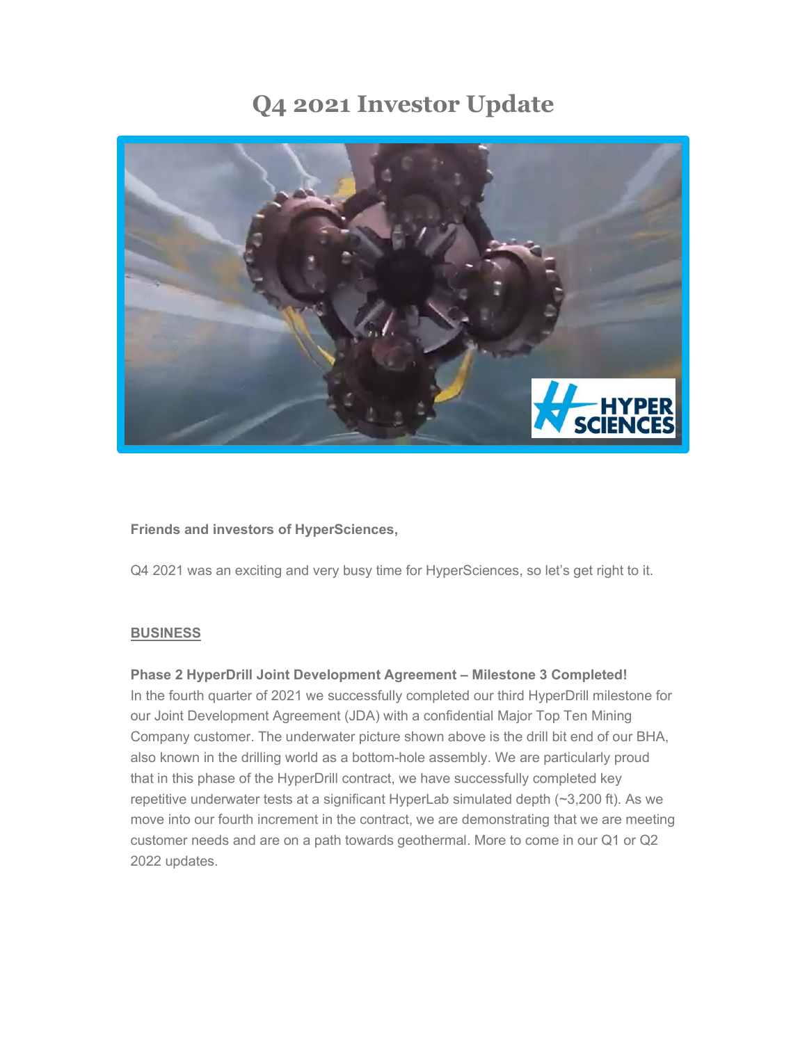# Q4 2021 Investor Update

**Friends and investors of HyperSciences,**

Q4 2021 was an exciting and very busy time for HyperSciences, so let's get right to it.

**BUSINESS**

**Phase 2 HyperDrill Joint Development Agreement – Milestone 3 Completed!**
In the fourth quarter of 2021 we successfully completed our third HyperDrill milestone for our Joint Development Agreement (JDA) with a confidential Major Top Ten Mining Company customer. The underwater picture shown above is the drill bit end of our BHA, also known in the drilling world as a bottom-hole assembly. We are particularly proud that in this phase of the HyperDrill contract, we have successfully completed key repetitive underwater tests at a significant HyperLab simulated depth (~3,200 ft). As we move into our fourth increment in the contract, we are demonstrating that we are meeting customer needs and are on a path towards geothermal. More to come in our Q1 or Q2 2022 updates.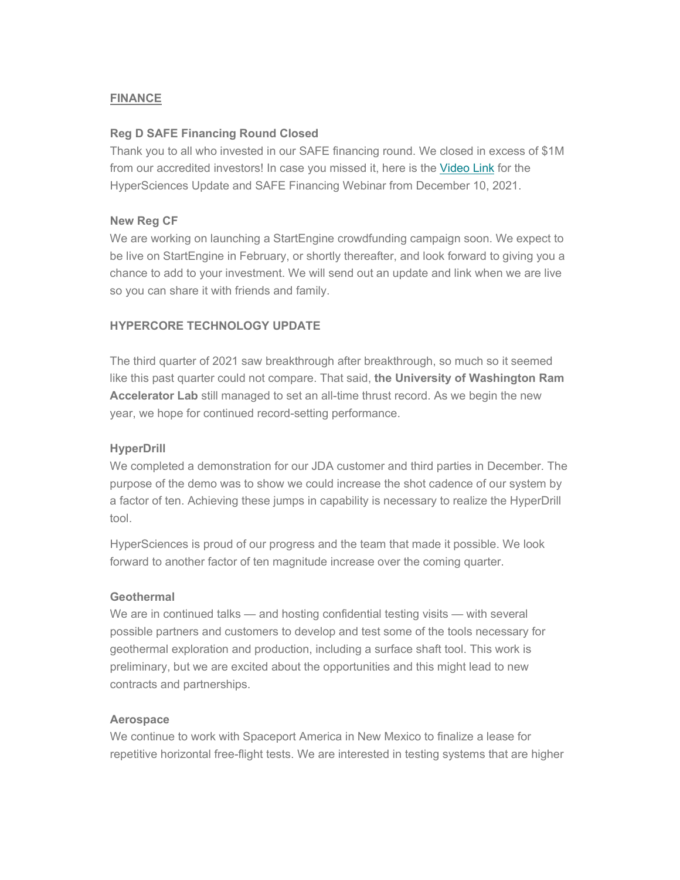## FINANCE

### Reg D SAFE Financing Round Closed

Thank you to all who invested in our SAFE financing round. We closed in excess of $1M from our accredited investors! In case you missed it, here is the Video Link for the HyperSciences Update and SAFE Financing Webinar from December 10, 2021.

### New Reg CF

We are working on launching a StartEngine crowdfunding campaign soon. We expect to be live on StartEngine in February, or shortly thereafter, and look forward to giving you a chance to add to your investment. We will send out an update and link when we are live so you can share it with friends and family.

## HYPERCORE TECHNOLOGY UPDATE

The third quarter of 2021 saw breakthrough after breakthrough, so much so it seemed like this past quarter could not compare. That said, **the University of Washington Ram Accelerator Lab** still managed to set an all-time thrust record. As we begin the new year, we hope for continued record-setting performance.

### HyperDrill

We completed a demonstration for our JDA customer and third parties in December. The purpose of the demo was to show we could increase the shot cadence of our system by a factor of ten. Achieving these jumps in capability is necessary to realize the HyperDrill tool.

HyperSciences is proud of our progress and the team that made it possible. We look forward to another factor of ten magnitude increase over the coming quarter.

### Geothermal

We are in continued talks — and hosting confidential testing visits — with several possible partners and customers to develop and test some of the tools necessary for geothermal exploration and production, including a surface shaft tool. This work is preliminary, but we are excited about the opportunities and this might lead to new contracts and partnerships.

### Aerospace

We continue to work with Spaceport America in New Mexico to finalize a lease for repetitive horizontal free-flight tests. We are interested in testing systems that are higher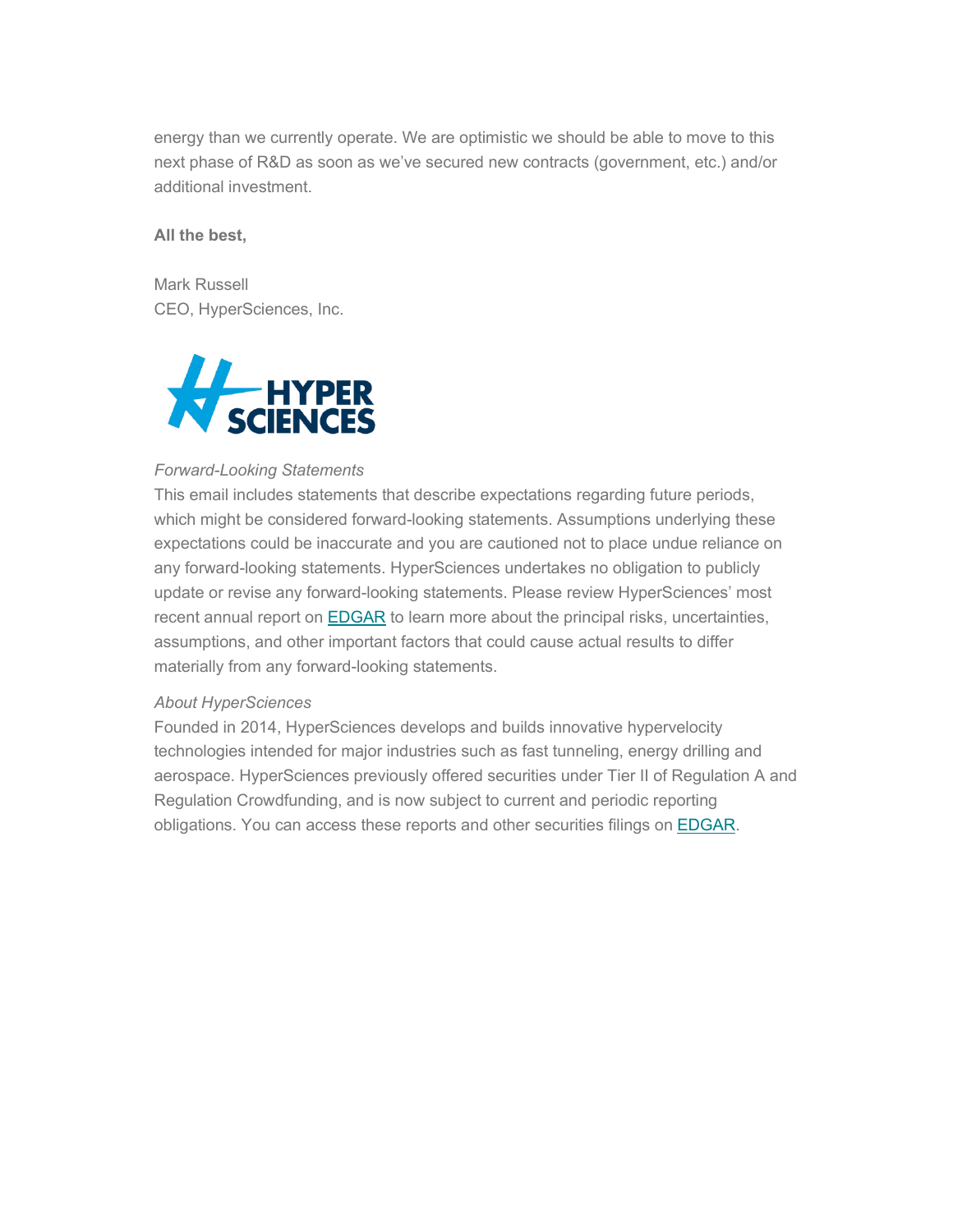energy than we currently operate. We are optimistic we should be able to move to this next phase of R&D as soon as we've secured new contracts (government, etc.) and/or additional investment.

**All the best,**

Mark Russell
CEO, HyperSciences, Inc.

*Forward-Looking Statements*
This email includes statements that describe expectations regarding future periods, which might be considered forward-looking statements. Assumptions underlying these expectations could be inaccurate and you are cautioned not to place undue reliance on any forward-looking statements. HyperSciences undertakes no obligation to publicly update or revise any forward-looking statements. Please review HyperSciences' most recent annual report on EDGAR to learn more about the principal risks, uncertainties, assumptions, and other important factors that could cause actual results to differ materially from any forward-looking statements.

*About HyperSciences*
Founded in 2014, HyperSciences develops and builds innovative hypervelocity technologies intended for major industries such as fast tunneling, energy drilling and aerospace. HyperSciences previously offered securities under Tier II of Regulation A and Regulation Crowdfunding, and is now subject to current and periodic reporting obligations. You can access these reports and other securities filings on EDGAR.